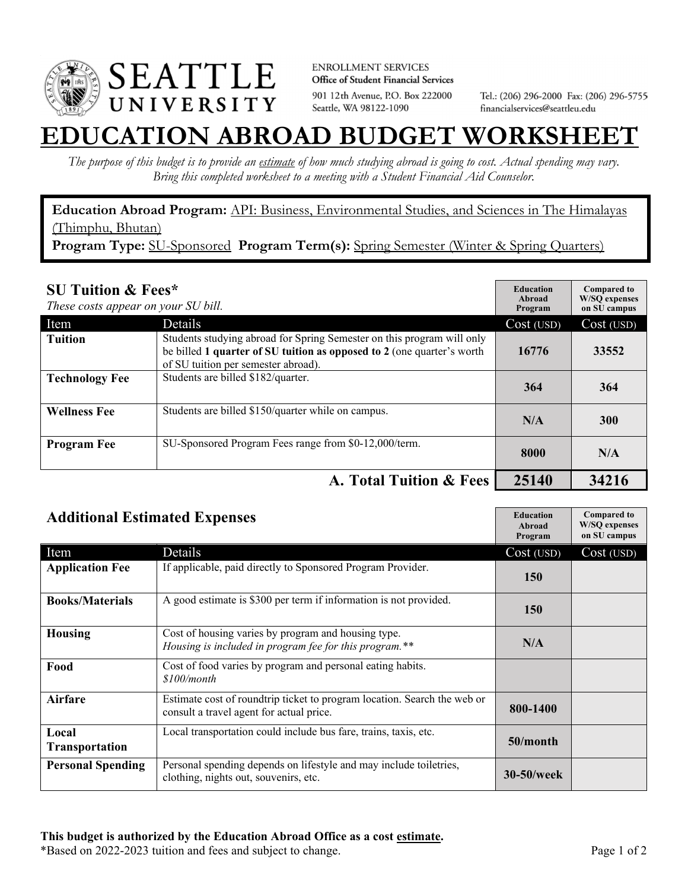SEATTLE UNIVERSITY

ENROLLMENT SERVICES
**Office of Student Financial Services**
901 12th Avenue, P.O. Box 222000
Seattle, WA 98122-1090

Tel.: (206) 296-2000 Fax: (206) 296-5755
financialservices@seattleu.edu

# EDUCATION ABROAD BUDGET WORKSHEET

*The purpose of this budget is to provide an estimate of how much studying abroad is going to cost. Actual spending may vary. Bring this completed worksheet to a meeting with a Student Financial Aid Counselor.*

**Education Abroad Program:** API: Business, Environmental Studies, and Sciences in The Himalayas (Thimphu, Bhutan)
**Program Type:** SU-Sponsored **Program Term(s):** Spring Semester (Winter & Spring Quarters)

## SU Tuition & Fees*

*These costs appear on your SU bill.*

| Item | Details | Education Abroad Program Cost (USD) | Compared to W/SQ expenses on SU campus Cost (USD) |
|---|---|---|---|
| **Tuition** | Students studying abroad for Spring Semester on this program will only be billed **1 quarter of SU tuition as opposed to 2** (one quarter's worth of SU tuition per semester abroad). | 16776 | 33552 |
| **Technology Fee** | Students are billed $182/quarter. | 364 | 364 |
| **Wellness Fee** | Students are billed $150/quarter while on campus. | N/A | 300 |
| **Program Fee** | SU-Sponsored Program Fees range from $0-12,000/term. | 8000 | N/A |
| | **A. Total Tuition & Fees** | **25140** | **34216** |

## Additional Estimated Expenses

| Item | Details | Education Abroad Program Cost (USD) | Compared to W/SQ expenses on SU campus Cost (USD) |
|---|---|---|---|
| **Application Fee** | If applicable, paid directly to Sponsored Program Provider. | 150 | |
| **Books/Materials** | A good estimate is $300 per term if information is not provided. | 150 | |
| **Housing** | Cost of housing varies by program and housing type. *Housing is included in program fee for this program.** * | N/A | |
| **Food** | Cost of food varies by program and personal eating habits. *$100/month* | | |
| **Airfare** | Estimate cost of roundtrip ticket to program location. Search the web or consult a travel agent for actual price. | 800-1400 | |
| **Local Transportation** | Local transportation could include bus fare, trains, taxis, etc. | 50/month | |
| **Personal Spending** | Personal spending depends on lifestyle and may include toiletries, clothing, nights out, souvenirs, etc. | 30-50/week | |

**This budget is authorized by the Education Abroad Office as a cost estimate.**
*Based on 2022-2023 tuition and fees and subject to change.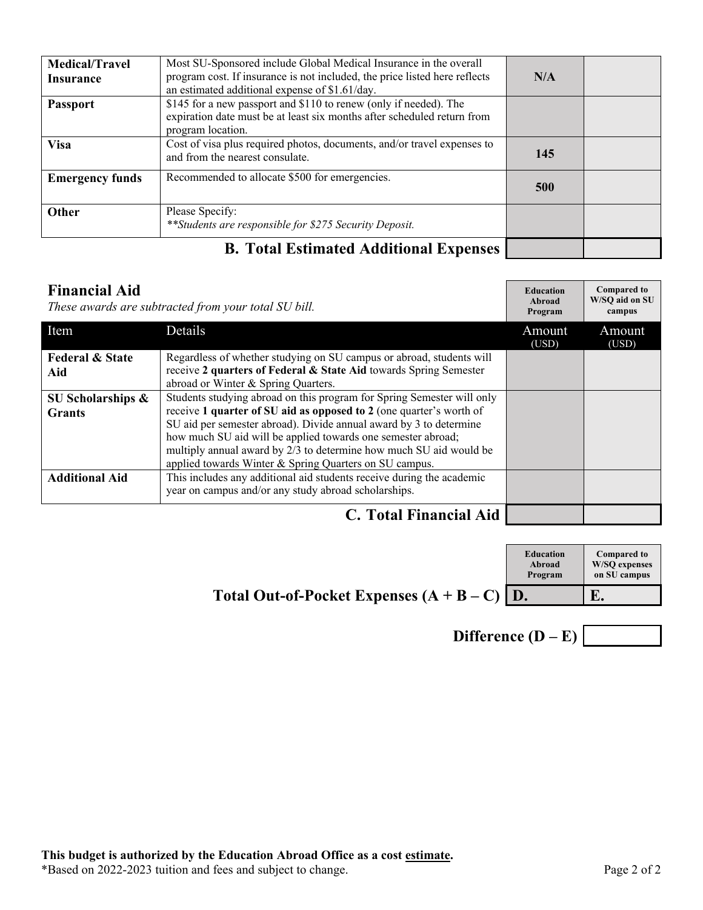| | | | |
|---|---|---|---|
| **Medical/Travel Insurance** | Most SU-Sponsored include Global Medical Insurance in the overall program cost. If insurance is not included, the price listed here reflects an estimated additional expense of $1.61/day. | **N/A** | |
| **Passport** | $145 for a new passport and $110 to renew (only if needed). The expiration date must be at least six months after scheduled return from program location. | | |
| **Visa** | Cost of visa plus required photos, documents, and/or travel expenses to and from the nearest consulate. | **145** | |
| **Emergency funds** | Recommended to allocate $500 for emergencies. | **500** | |
| **Other** | Please Specify: *\*\*Students are responsible for $275 Security Deposit.* | | |
| | **B. Total Estimated Additional Expenses** | | |

## Financial Aid

*These awards are subtracted from your total SU bill.*

| | | **Education Abroad Program** | **Compared to W/SQ aid on SU campus** |
|---|---|---|---|
| Item | Details | Amount (USD) | Amount (USD) |
| **Federal & State Aid** | Regardless of whether studying on SU campus or abroad, students will receive **2 quarters of Federal & State Aid** towards Spring Semester abroad or Winter & Spring Quarters. | | |
| **SU Scholarships & Grants** | Students studying abroad on this program for Spring Semester will only receive **1 quarter of SU aid as opposed to 2** (one quarter's worth of SU aid per semester abroad). Divide annual award by 3 to determine how much SU aid will be applied towards one semester abroad; multiply annual award by 2/3 to determine how much SU aid would be applied towards Winter & Spring Quarters on SU campus. | | |
| **Additional Aid** | This includes any additional aid students receive during the academic year on campus and/or any study abroad scholarships. | | |
| | **C. Total Financial Aid** | | |

| | **Education Abroad Program** | **Compared to W/SQ expenses on SU campus** |
|---|---|---|
| **Total Out-of-Pocket Expenses (A + B – C)** | **D.** | **E.** |

| | |
|---|---|
| **Difference (D – E)** | |

**This budget is authorized by the Education Abroad Office as a cost estimate.**

\*Based on 2022-2023 tuition and fees and subject to change.